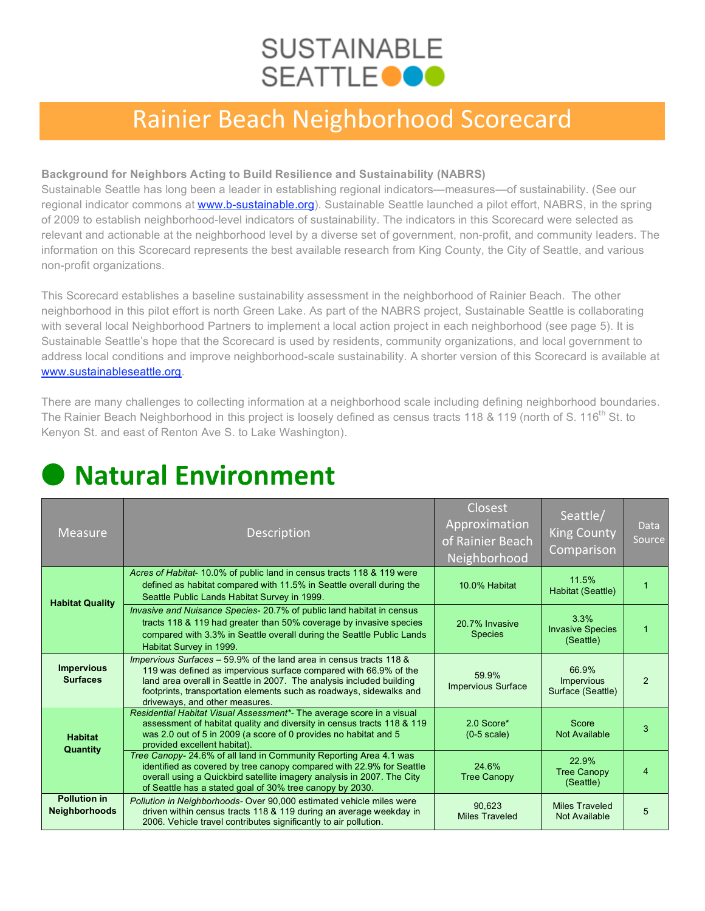# SUSTAINABLE SEATTLE

# Rainier Beach Neighborhood Scorecard

**Background for Neighbors Acting to Build Resilience and Sustainability (NABRS)**

Sustainable Seattle has long been a leader in establishing regional indicators—measures—of sustainability. (See our regional indicator commons at www.b-sustainable.org). Sustainable Seattle launched a pilot effort, NABRS, in the spring of 2009 to establish neighborhood-level indicators of sustainability. The indicators in this Scorecard were selected as relevant and actionable at the neighborhood level by a diverse set of government, non-profit, and community leaders. The information on this Scorecard represents the best available research from King County, the City of Seattle, and various non-profit organizations.

This Scorecard establishes a baseline sustainability assessment in the neighborhood of Rainier Beach. The other neighborhood in this pilot effort is north Green Lake. As part of the NABRS project, Sustainable Seattle is collaborating with several local Neighborhood Partners to implement a local action project in each neighborhood (see page 5). It is Sustainable Seattle's hope that the Scorecard is used by residents, community organizations, and local government to address local conditions and improve neighborhood-scale sustainability. A shorter version of this Scorecard is available at www.sustainableseattle.org.

There are many challenges to collecting information at a neighborhood scale including defining neighborhood boundaries. The Rainier Beach Neighborhood in this project is loosely defined as census tracts 118 & 119 (north of S. 116th St. to Kenyon St. and east of Renton Ave S. to Lake Washington).

## Natural Environment

| Measure | Description | Closest Approximation of Rainier Beach Neighborhood | Seattle/ King County Comparison | Data Source |
|---|---|---|---|---|
| **Habitat Quality** | *Acres of Habitat*- 10.0% of public land in census tracts 118 & 119 were defined as habitat compared with 11.5% in Seattle overall during the Seattle Public Lands Habitat Survey in 1999. | 10.0% Habitat | 11.5% Habitat (Seattle) | 1 |
| | *Invasive and Nuisance Species*- 20.7% of public land habitat in census tracts 118 & 119 had greater than 50% coverage by invasive species compared with 3.3% in Seattle overall during the Seattle Public Lands Habitat Survey in 1999. | 20.7% Invasive Species | 3.3% Invasive Species (Seattle) | 1 |
| **Impervious Surfaces** | *Impervious Surfaces* – 59.9% of the land area in census tracts 118 & 119 was defined as impervious surface compared with 66.9% of the land area overall in Seattle in 2007. The analysis included building footprints, transportation elements such as roadways, sidewalks and driveways, and other measures. | 59.9% Impervious Surface | 66.9% Impervious Surface (Seattle) | 2 |
| **Habitat Quantity** | *Residential Habitat Visual Assessment\**- The average score in a visual assessment of habitat quality and diversity in census tracts 118 & 119 was 2.0 out of 5 in 2009 (a score of 0 provides no habitat and 5 provided excellent habitat). | 2.0 Score* (0-5 scale) | Score Not Available | 3 |
| | *Tree Canopy*- 24.6% of all land in Community Reporting Area 4.1 was identified as covered by tree canopy compared with 22.9% for Seattle overall using a Quickbird satellite imagery analysis in 2007. The City of Seattle has a stated goal of 30% tree canopy by 2030. | 24.6% Tree Canopy | 22.9% Tree Canopy (Seattle) | 4 |
| **Pollution in Neighborhoods** | *Pollution in Neighborhoods*- Over 90,000 estimated vehicle miles were driven within census tracts 118 & 119 during an average weekday in 2006. Vehicle travel contributes significantly to air pollution. | 90,623 Miles Traveled | Miles Traveled Not Available | 5 |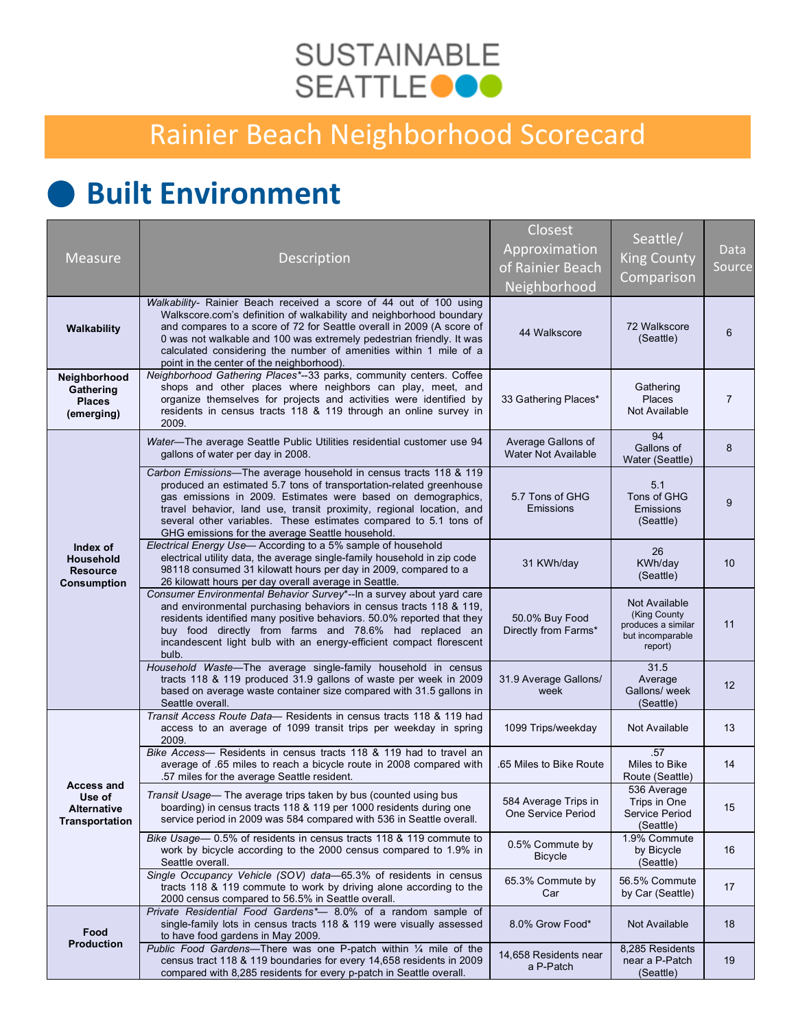SUSTAINABLE SEATTLE

# Rainier Beach Neighborhood Scorecard

## Built Environment

| Measure | Description | Closest Approximation of Rainier Beach Neighborhood | Seattle/ King County Comparison | Data Source |
|---|---|---|---|---|
| **Walkability** | *Walkability*- Rainier Beach received a score of 44 out of 100 using Walkscore.com's definition of walkability and neighborhood boundary and compares to a score of 72 for Seattle overall in 2009 (A score of 0 was not walkable and 100 was extremely pedestrian friendly. It was calculated considering the number of amenities within 1 mile of a point in the center of the neighborhood). | 44 Walkscore | 72 Walkscore (Seattle) | 6 |
| **Neighborhood Gathering Places (emerging)** | *Neighborhood Gathering Places\**--33 parks, community centers. Coffee shops and other places where neighbors can play, meet, and organize themselves for projects and activities were identified by residents in census tracts 118 & 119 through an online survey in 2009. | 33 Gathering Places* | Gathering Places Not Available | 7 |
| **Index of Household Resource Consumption** | *Water*—The average Seattle Public Utilities residential customer use 94 gallons of water per day in 2008. | Average Gallons of Water Not Available | 94 Gallons of Water (Seattle) | 8 |
| | *Carbon Emissions*—The average household in census tracts 118 & 119 produced an estimated 5.7 tons of transportation-related greenhouse gas emissions in 2009. Estimates were based on demographics, travel behavior, land use, transit proximity, regional location, and several other variables. These estimates compared to 5.1 tons of GHG emissions for the average Seattle household. | 5.7 Tons of GHG Emissions | 5.1 Tons of GHG Emissions (Seattle) | 9 |
| | *Electrical Energy Use*— According to a 5% sample of household electrical utility data, the average single-family household in zip code 98118 consumed 31 kilowatt hours per day in 2009, compared to a 26 kilowatt hours per day overall average in Seattle. | 31 KWh/day | 26 KWh/day (Seattle) | 10 |
| | *Consumer Environmental Behavior Survey\**--In a survey about yard care and environmental purchasing behaviors in census tracts 118 & 119, residents identified many positive behaviors. 50.0% reported that they buy food directly from farms and 78.6% had replaced an incandescent light bulb with an energy-efficient compact florescent bulb. | 50.0% Buy Food Directly from Farms* | Not Available (King County produces a similar but incomparable report) | 11 |
| | *Household Waste*—The average single-family household in census tracts 118 & 119 produced 31.9 gallons of waste per week in 2009 based on average waste container size compared with 31.5 gallons in Seattle overall. | 31.9 Average Gallons/ week | 31.5 Average Gallons/ week (Seattle) | 12 |
| **Access and Use of Alternative Transportation** | *Transit Access Route Data*— Residents in census tracts 118 & 119 had access to an average of 1099 transit trips per weekday in spring 2009. | 1099 Trips/weekday | Not Available | 13 |
| | *Bike Access*— Residents in census tracts 118 & 119 had to travel an average of .65 miles to reach a bicycle route in 2008 compared with .57 miles for the average Seattle resident. | .65 Miles to Bike Route | .57 Miles to Bike Route (Seattle) | 14 |
| | *Transit Usage*— The average trips taken by bus (counted using bus boarding) in census tracts 118 & 119 per 1000 residents during one service period in 2009 was 584 compared with 536 in Seattle overall. | 584 Average Trips in One Service Period | 536 Average Trips in One Service Period (Seattle) | 15 |
| | *Bike Usage*— 0.5% of residents in census tracts 118 & 119 commute to work by bicycle according to the 2000 census compared to 1.9% in Seattle overall. | 0.5% Commute by Bicycle | 1.9% Commute by Bicycle (Seattle) | 16 |
| | *Single Occupancy Vehicle (SOV) data*—65.3% of residents in census tracts 118 & 119 commute to work by driving alone according to the 2000 census compared to 56.5% in Seattle overall. | 65.3% Commute by Car | 56.5% Commute by Car (Seattle) | 17 |
| **Food Production** | *Private Residential Food Gardens\**— 8.0% of a random sample of single-family lots in census tracts 118 & 119 were visually assessed to have food gardens in May 2009. | 8.0% Grow Food* | Not Available | 18 |
| | *Public Food Gardens*—There was one P-patch within ¼ mile of the census tract 118 & 119 boundaries for every 14,658 residents in 2009 compared with 8,285 residents for every p-patch in Seattle overall. | 14,658 Residents near a P-Patch | 8,285 Residents near a P-Patch (Seattle) | 19 |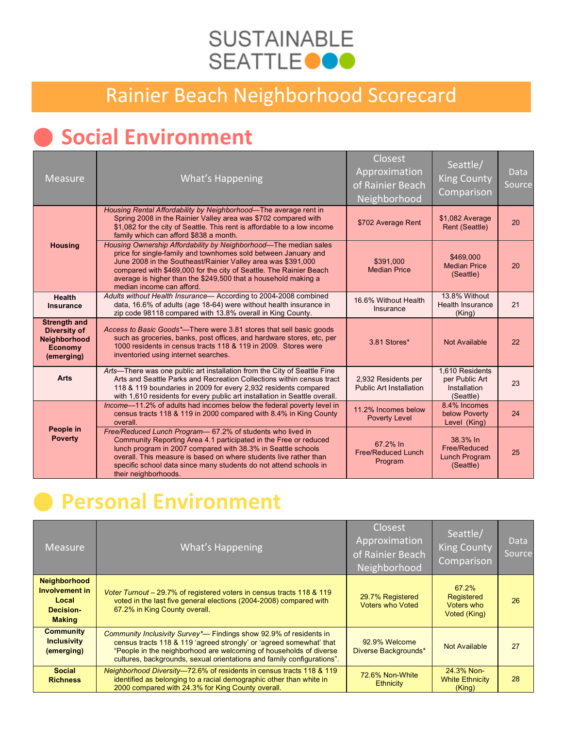# SUSTAINABLE SEATTLE

## Rainier Beach Neighborhood Scorecard

## Social Environment

| Measure | What's Happening | Closest Approximation of Rainier Beach Neighborhood | Seattle/ King County Comparison | Data Source |
|---|---|---|---|---|
| **Housing** | *Housing Rental Affordability by Neighborhood*—The average rent in Spring 2008 in the Rainier Valley area was $702 compared with $1,082 for the city of Seattle. This rent is affordable to a low income family which can afford $838 a month. | $702 Average Rent | $1,082 Average Rent (Seattle) | 20 |
| | *Housing Ownership Affordability by Neighborhood*—The median sales price for single-family and townhomes sold between January and June 2008 in the Southeast/Rainier Valley area was $391,000 compared with $469,000 for the city of Seattle. The Rainier Beach average is higher than the $249,500 that a household making a median income can afford. | $391,000 Median Price | $469,000 Median Price (Seattle) | 20 |
| **Health Insurance** | *Adults without Health Insurance*— According to 2004-2008 combined data, 16.6% of adults (age 18-64) were without health insurance in zip code 98118 compared with 13.8% overall in King County. | 16.6% Without Health Insurance | 13.8% Without Health Insurance (King) | 21 |
| **Strength and Diversity of Neighborhood Economy (emerging)** | *Access to Basic Goods*\*—There were 3.81 stores that sell basic goods such as groceries, banks, post offices, and hardware stores, etc, per 1000 residents in census tracts 118 & 119 in 2009. Stores were inventoried using internet searches. | 3.81 Stores* | Not Available | 22 |
| **Arts** | *Arts*—There was one public art installation from the City of Seattle Fine Arts and Seattle Parks and Recreation Collections within census tract 118 & 119 boundaries in 2009 for every 2,932 residents compared with 1,610 residents for every public art installation in Seattle overall. | 2,932 Residents per Public Art Installation | 1,610 Residents per Public Art Installation (Seattle) | 23 |
| **People in Poverty** | *Income*—11.2% of adults had incomes below the federal poverty level in census tracts 118 & 119 in 2000 compared with 8.4% in King County overall. | 11.2% Incomes below Poverty Level | 8.4% Incomes below Poverty Level (King) | 24 |
| | *Free/Reduced Lunch Program*— 67.2% of students who lived in Community Reporting Area 4.1 participated in the Free or reduced lunch program in 2007 compared with 38.3% in Seattle schools overall. This measure is based on where students live rather than specific school data since many students do not attend schools in their neighborhoods. | 67.2% In Free/Reduced Lunch Program | 38.3% In Free/Reduced Lunch Program (Seattle) | 25 |

## Personal Environment

| Measure | What's Happening | Closest Approximation of Rainier Beach Neighborhood | Seattle/ King County Comparison | Data Source |
|---|---|---|---|---|
| **Neighborhood Involvement in Local Decision-Making** | *Voter Turnout* – 29.7% of registered voters in census tracts 118 & 119 voted in the last five general elections (2004-2008) compared with 67.2% in King County overall. | 29.7% Registered Voters who Voted | 67.2% Registered Voters who Voted (King) | 26 |
| **Community Inclusivity (emerging)** | *Community Inclusivity Survey*\*— Findings show 92.9% of residents in census tracts 118 & 119 'agreed strongly' or 'agreed somewhat' that "People in the neighborhood are welcoming of households of diverse cultures, backgrounds, sexual orientations and family configurations". | 92.9% Welcome Diverse Backgrounds* | Not Available | 27 |
| **Social Richness** | *Neighborhood Diversity*—72.6% of residents in census tracts 118 & 119 identified as belonging to a racial demographic other than white in 2000 compared with 24.3% for King County overall. | 72.6% Non-White Ethnicity | 24.3% Non-White Ethnicity (King) | 28 |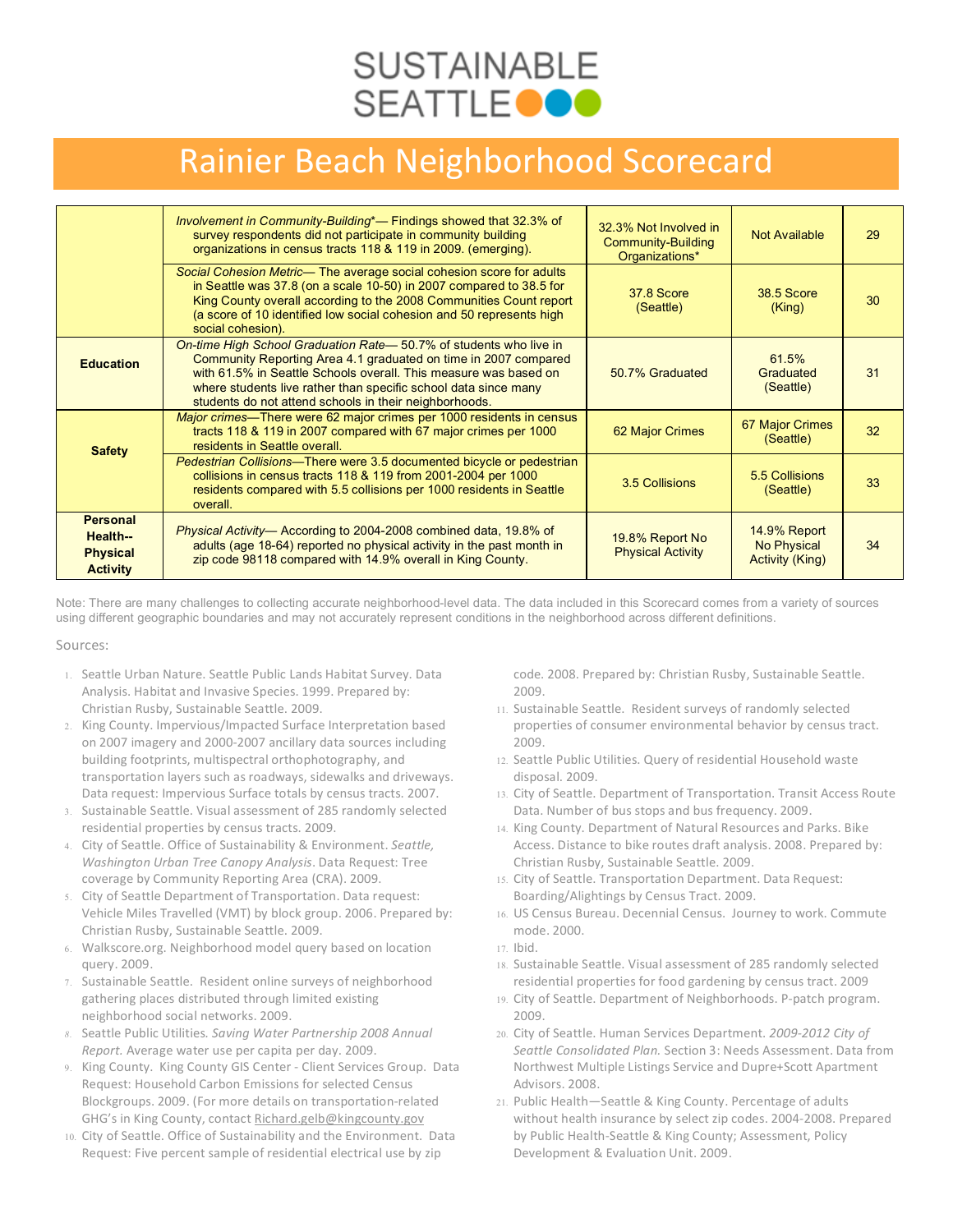# SUSTAINABLE SEATTLE

## Rainier Beach Neighborhood Scorecard

| | | | | |
|---|---|---|---|---|
| | *Involvement in Community-Building*\*— Findings showed that 32.3% of survey respondents did not participate in community building organizations in census tracts 118 & 119 in 2009. (emerging). | 32.3% Not Involved in Community-Building Organizations\* | Not Available | 29 |
| | *Social Cohesion Metric*— The average social cohesion score for adults in Seattle was 37.8 (on a scale 10-50) in 2007 compared to 38.5 for King County overall according to the 2008 Communities Count report (a score of 10 identified low social cohesion and 50 represents high social cohesion). | 37.8 Score (Seattle) | 38.5 Score (King) | 30 |
| **Education** | *On-time High School Graduation Rate*— 50.7% of students who live in Community Reporting Area 4.1 graduated on time in 2007 compared with 61.5% in Seattle Schools overall. This measure was based on where students live rather than specific school data since many students do not attend schools in their neighborhoods. | 50.7% Graduated | 61.5% Graduated (Seattle) | 31 |
| **Safety** | *Major crimes*—There were 62 major crimes per 1000 residents in census tracts 118 & 119 in 2007 compared with 67 major crimes per 1000 residents in Seattle overall. | 62 Major Crimes | 67 Major Crimes (Seattle) | 32 |
| | *Pedestrian Collisions*—There were 3.5 documented bicycle or pedestrian collisions in census tracts 118 & 119 from 2001-2004 per 1000 residents compared with 5.5 collisions per 1000 residents in Seattle overall. | 3.5 Collisions | 5.5 Collisions (Seattle) | 33 |
| **Personal Health-- Physical Activity** | *Physical Activity*— According to 2004-2008 combined data, 19.8% of adults (age 18-64) reported no physical activity in the past month in zip code 98118 compared with 14.9% overall in King County. | 19.8% Report No Physical Activity | 14.9% Report No Physical Activity (King) | 34 |

Note: There are many challenges to collecting accurate neighborhood-level data. The data included in this Scorecard comes from a variety of sources using different geographic boundaries and may not accurately represent conditions in the neighborhood across different definitions.

Sources:

1. Seattle Urban Nature. Seattle Public Lands Habitat Survey. Data Analysis. Habitat and Invasive Species. 1999. Prepared by: Christian Rusby, Sustainable Seattle. 2009.
2. King County. Impervious/Impacted Surface Interpretation based on 2007 imagery and 2000-2007 ancillary data sources including building footprints, multispectral orthophotography, and transportation layers such as roadways, sidewalks and driveways. Data request: Impervious Surface totals by census tracts. 2007.
3. Sustainable Seattle. Visual assessment of 285 randomly selected residential properties by census tracts. 2009.
4. City of Seattle. Office of Sustainability & Environment. *Seattle, Washington Urban Tree Canopy Analysis*. Data Request: Tree coverage by Community Reporting Area (CRA). 2009.
5. City of Seattle Department of Transportation. Data request: Vehicle Miles Travelled (VMT) by block group. 2006. Prepared by: Christian Rusby, Sustainable Seattle. 2009.
6. Walkscore.org. Neighborhood model query based on location query. 2009.
7. Sustainable Seattle. Resident online surveys of neighborhood gathering places distributed through limited existing neighborhood social networks. 2009.
8. Seattle Public Utilities. *Saving Water Partnership 2008 Annual Report.* Average water use per capita per day. 2009.
9. King County. King County GIS Center - Client Services Group. Data Request: Household Carbon Emissions for selected Census Blockgroups. 2009. (For more details on transportation-related GHG's in King County, contact Richard.gelb@kingcounty.gov
10. City of Seattle. Office of Sustainability and the Environment. Data Request: Five percent sample of residential electrical use by zip code. 2008. Prepared by: Christian Rusby, Sustainable Seattle. 2009.
11. Sustainable Seattle. Resident surveys of randomly selected properties of consumer environmental behavior by census tract. 2009.
12. Seattle Public Utilities. Query of residential Household waste disposal. 2009.
13. City of Seattle. Department of Transportation. Transit Access Route Data. Number of bus stops and bus frequency. 2009.
14. King County. Department of Natural Resources and Parks. Bike Access. Distance to bike routes draft analysis. 2008. Prepared by: Christian Rusby, Sustainable Seattle. 2009.
15. City of Seattle. Transportation Department. Data Request: Boarding/Alightings by Census Tract. 2009.
16. US Census Bureau. Decennial Census. Journey to work. Commute mode. 2000.
17. Ibid.
18. Sustainable Seattle. Visual assessment of 285 randomly selected residential properties for food gardening by census tract. 2009
19. City of Seattle. Department of Neighborhoods. P-patch program. 2009.
20. City of Seattle. Human Services Department. *2009-2012 City of Seattle Consolidated Plan.* Section 3: Needs Assessment. Data from Northwest Multiple Listings Service and Dupre+Scott Apartment Advisors. 2008.
21. Public Health—Seattle & King County. Percentage of adults without health insurance by select zip codes. 2004-2008. Prepared by Public Health-Seattle & King County; Assessment, Policy Development & Evaluation Unit. 2009.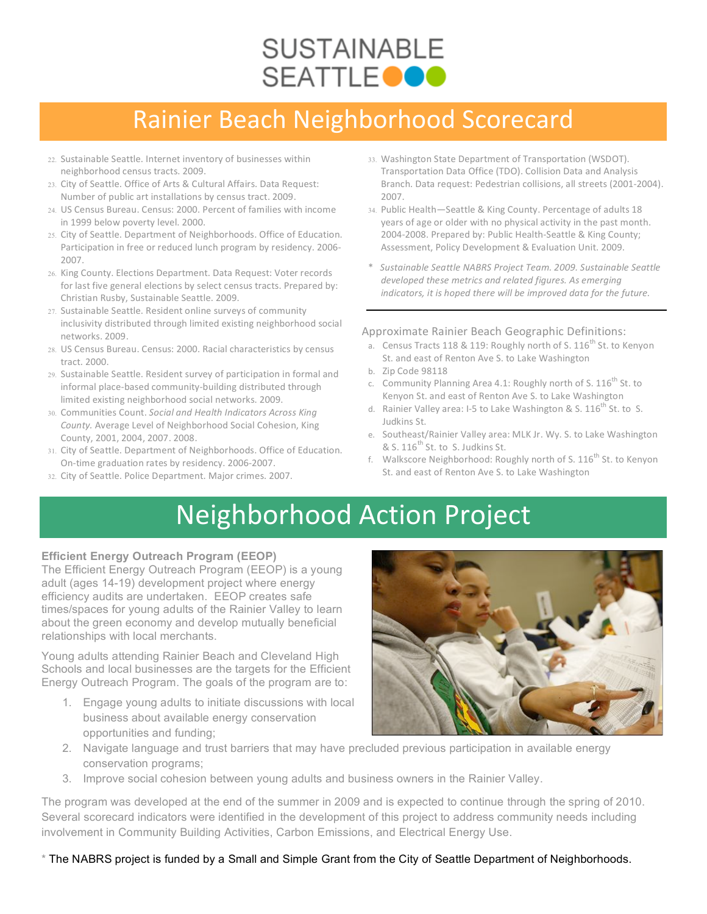SUSTAINABLE SEATTLE

# Rainier Beach Neighborhood Scorecard

22. Sustainable Seattle. Internet inventory of businesses within neighborhood census tracts. 2009.
23. City of Seattle. Office of Arts & Cultural Affairs. Data Request: Number of public art installations by census tract. 2009.
24. US Census Bureau. Census: 2000. Percent of families with income in 1999 below poverty level. 2000.
25. City of Seattle. Department of Neighborhoods. Office of Education. Participation in free or reduced lunch program by residency. 2006-2007.
26. King County. Elections Department. Data Request: Voter records for last five general elections by select census tracts. Prepared by: Christian Rusby, Sustainable Seattle. 2009.
27. Sustainable Seattle. Resident online surveys of community inclusivity distributed through limited existing neighborhood social networks. 2009.
28. US Census Bureau. Census: 2000. Racial characteristics by census tract. 2000.
29. Sustainable Seattle. Resident survey of participation in formal and informal place-based community-building distributed through limited existing neighborhood social networks. 2009.
30. Communities Count. *Social and Health Indicators Across King County.* Average Level of Neighborhood Social Cohesion, King County, 2001, 2004, 2007. 2008.
31. City of Seattle. Department of Neighborhoods. Office of Education. On-time graduation rates by residency. 2006-2007.
32. City of Seattle. Police Department. Major crimes. 2007.
33. Washington State Department of Transportation (WSDOT). Transportation Data Office (TDO). Collision Data and Analysis Branch. Data request: Pedestrian collisions, all streets (2001-2004). 2007.
34. Public Health—Seattle & King County. Percentage of adults 18 years of age or older with no physical activity in the past month. 2004-2008. Prepared by: Public Health-Seattle & King County; Assessment, Policy Development & Evaluation Unit. 2009.

\* *Sustainable Seattle NABRS Project Team. 2009. Sustainable Seattle developed these metrics and related figures. As emerging indicators, it is hoped there will be improved data for the future.*

Approximate Rainier Beach Geographic Definitions:

a. Census Tracts 118 & 119: Roughly north of S. 116th St. to Kenyon St. and east of Renton Ave S. to Lake Washington
b. Zip Code 98118
c. Community Planning Area 4.1: Roughly north of S. 116th St. to Kenyon St. and east of Renton Ave S. to Lake Washington
d. Rainier Valley area: I-5 to Lake Washington & S. 116th St. to S. Judkins St.
e. Southeast/Rainier Valley area: MLK Jr. Wy. S. to Lake Washington & S. 116th St. to S. Judkins St.
f. Walkscore Neighborhood: Roughly north of S. 116th St. to Kenyon St. and east of Renton Ave S. to Lake Washington

# Neighborhood Action Project

**Efficient Energy Outreach Program (EEOP)**

The Efficient Energy Outreach Program (EEOP) is a young adult (ages 14-19) development project where energy efficiency audits are undertaken. EEOP creates safe times/spaces for young adults of the Rainier Valley to learn about the green economy and develop mutually beneficial relationships with local merchants.

Young adults attending Rainier Beach and Cleveland High Schools and local businesses are the targets for the Efficient Energy Outreach Program. The goals of the program are to:

1. Engage young adults to initiate discussions with local business about available energy conservation opportunities and funding;
2. Navigate language and trust barriers that may have precluded previous participation in available energy conservation programs;
3. Improve social cohesion between young adults and business owners in the Rainier Valley.

The program was developed at the end of the summer in 2009 and is expected to continue through the spring of 2010. Several scorecard indicators were identified in the development of this project to address community needs including involvement in Community Building Activities, Carbon Emissions, and Electrical Energy Use.

\* The NABRS project is funded by a Small and Simple Grant from the City of Seattle Department of Neighborhoods.